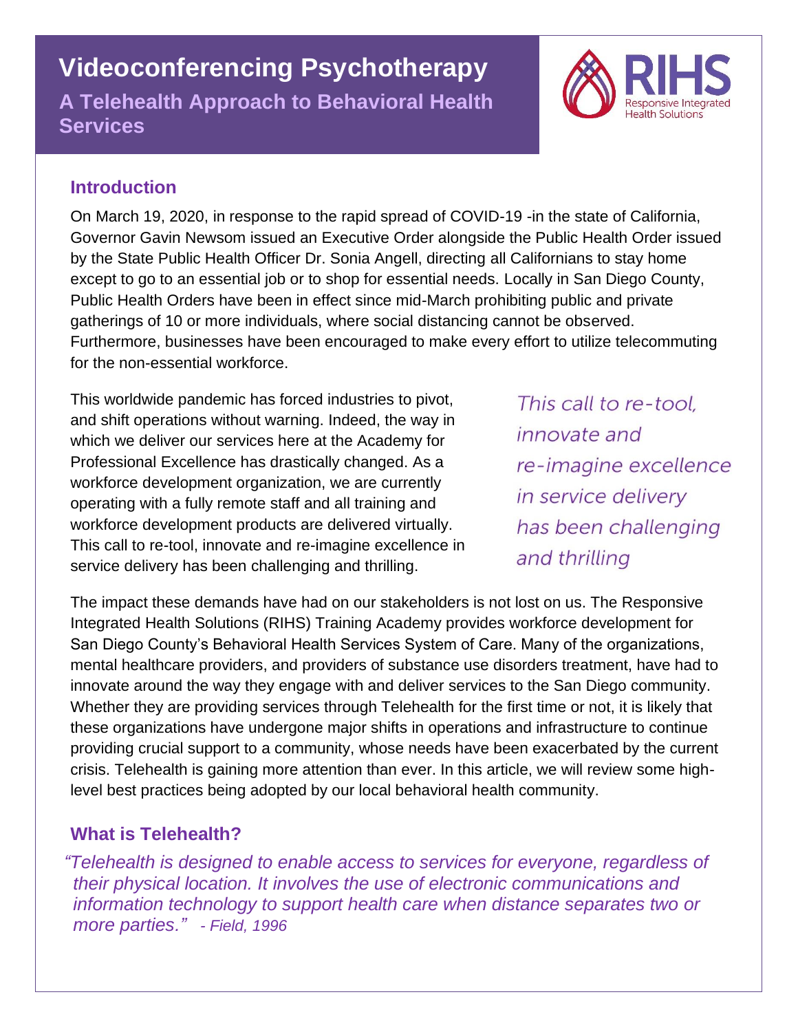# Videoconferencing Psychotherapy

## A Telehealth Approach to Behavioral Health Services

RIHS Responsive Integrated Health Solutions

## Introduction

On March 19, 2020, in response to the rapid spread of COVID-19 -in the state of California, Governor Gavin Newsom issued an Executive Order alongside the Public Health Order issued by the State Public Health Officer Dr. Sonia Angell, directing all Californians to stay home except to go to an essential job or to shop for essential needs. Locally in San Diego County, Public Health Orders have been in effect since mid-March prohibiting public and private gatherings of 10 or more individuals, where social distancing cannot be observed. Furthermore, businesses have been encouraged to make every effort to utilize telecommuting for the non-essential workforce.

This worldwide pandemic has forced industries to pivot, and shift operations without warning. Indeed, the way in which we deliver our services here at the Academy for Professional Excellence has drastically changed. As a workforce development organization, we are currently operating with a fully remote staff and all training and workforce development products are delivered virtually. This call to re-tool, innovate and re-imagine excellence in service delivery has been challenging and thrilling.

*This call to re-tool, innovate and re-imagine excellence in service delivery has been challenging and thrilling*

The impact these demands have had on our stakeholders is not lost on us. The Responsive Integrated Health Solutions (RIHS) Training Academy provides workforce development for San Diego County's Behavioral Health Services System of Care. Many of the organizations, mental healthcare providers, and providers of substance use disorders treatment, have had to innovate around the way they engage with and deliver services to the San Diego community. Whether they are providing services through Telehealth for the first time or not, it is likely that these organizations have undergone major shifts in operations and infrastructure to continue providing crucial support to a community, whose needs have been exacerbated by the current crisis. Telehealth is gaining more attention than ever. In this article, we will review some high-level best practices being adopted by our local behavioral health community.

## What is Telehealth?

*"Telehealth is designed to enable access to services for everyone, regardless of their physical location. It involves the use of electronic communications and information technology to support health care when distance separates two or more parties."* *- Field, 1996*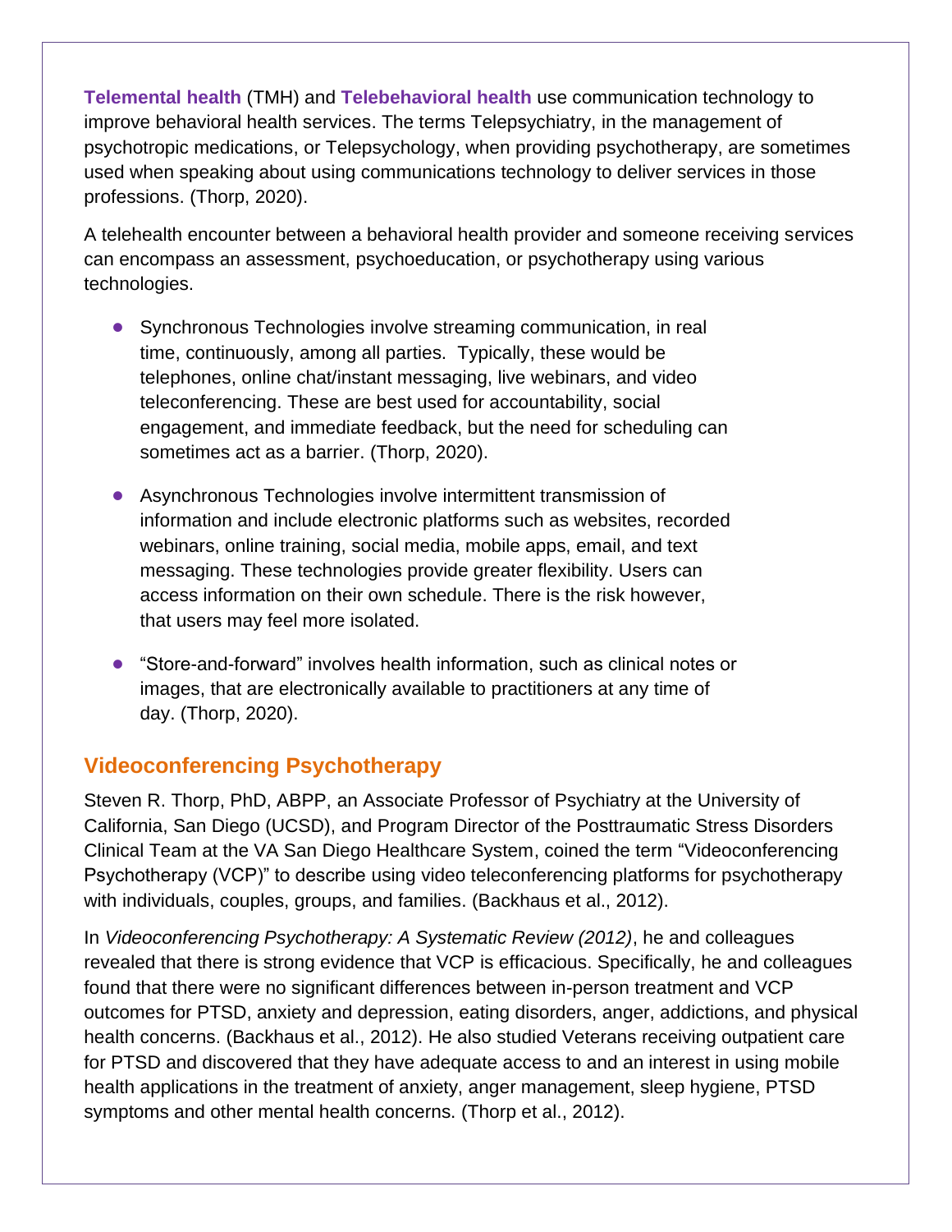**Telemental health** (TMH) and **Telebehavioral health** use communication technology to improve behavioral health services. The terms Telepsychiatry, in the management of psychotropic medications, or Telepsychology, when providing psychotherapy, are sometimes used when speaking about using communications technology to deliver services in those professions. (Thorp, 2020).

A telehealth encounter between a behavioral health provider and someone receiving services can encompass an assessment, psychoeducation, or psychotherapy using various technologies.

- Synchronous Technologies involve streaming communication, in real time, continuously, among all parties. Typically, these would be telephones, online chat/instant messaging, live webinars, and video teleconferencing. These are best used for accountability, social engagement, and immediate feedback, but the need for scheduling can sometimes act as a barrier. (Thorp, 2020).

- Asynchronous Technologies involve intermittent transmission of information and include electronic platforms such as websites, recorded webinars, online training, social media, mobile apps, email, and text messaging. These technologies provide greater flexibility. Users can access information on their own schedule. There is the risk however, that users may feel more isolated.

- "Store-and-forward" involves health information, such as clinical notes or images, that are electronically available to practitioners at any time of day. (Thorp, 2020).

## Videoconferencing Psychotherapy

Steven R. Thorp, PhD, ABPP, an Associate Professor of Psychiatry at the University of California, San Diego (UCSD), and Program Director of the Posttraumatic Stress Disorders Clinical Team at the VA San Diego Healthcare System, coined the term "Videoconferencing Psychotherapy (VCP)" to describe using video teleconferencing platforms for psychotherapy with individuals, couples, groups, and families. (Backhaus et al., 2012).

In *Videoconferencing Psychotherapy: A Systematic Review (2012)*, he and colleagues revealed that there is strong evidence that VCP is efficacious. Specifically, he and colleagues found that there were no significant differences between in-person treatment and VCP outcomes for PTSD, anxiety and depression, eating disorders, anger, addictions, and physical health concerns. (Backhaus et al., 2012). He also studied Veterans receiving outpatient care for PTSD and discovered that they have adequate access to and an interest in using mobile health applications in the treatment of anxiety, anger management, sleep hygiene, PTSD symptoms and other mental health concerns. (Thorp et al., 2012).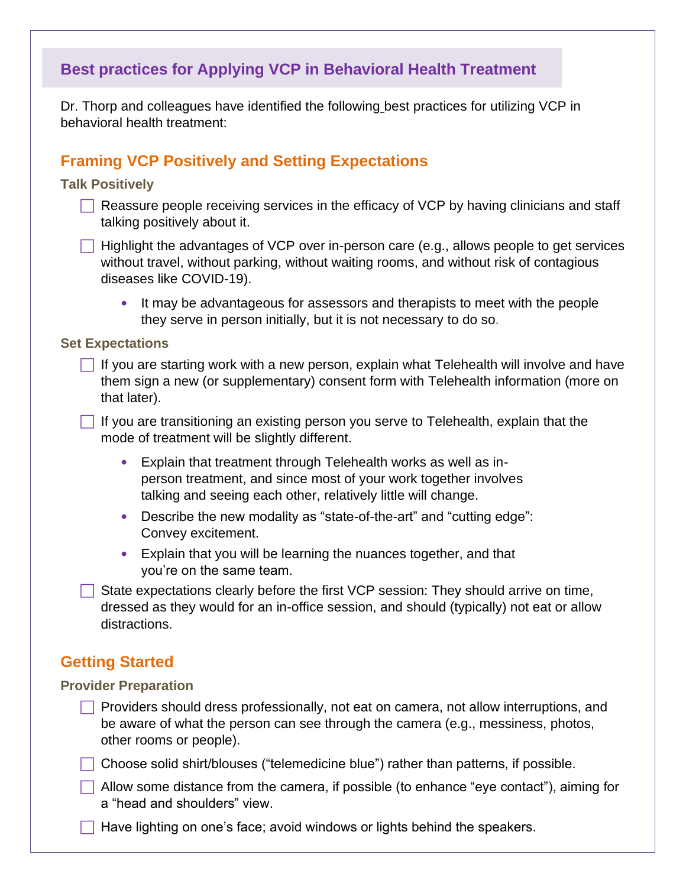## Best practices for Applying VCP in Behavioral Health Treatment

Dr. Thorp and colleagues have identified the following best practices for utilizing VCP in behavioral health treatment:

### Framing VCP Positively and Setting Expectations

#### Talk Positively

- [ ] Reassure people receiving services in the efficacy of VCP by having clinicians and staff talking positively about it.
- [ ] Highlight the advantages of VCP over in-person care (e.g., allows people to get services without travel, without parking, without waiting rooms, and without risk of contagious diseases like COVID-19).
    - It may be advantageous for assessors and therapists to meet with the people they serve in person initially, but it is not necessary to do so.

#### Set Expectations

- [ ] If you are starting work with a new person, explain what Telehealth will involve and have them sign a new (or supplementary) consent form with Telehealth information (more on that later).
- [ ] If you are transitioning an existing person you serve to Telehealth, explain that the mode of treatment will be slightly different.
    - Explain that treatment through Telehealth works as well as in-person treatment, and since most of your work together involves talking and seeing each other, relatively little will change.
    - Describe the new modality as "state-of-the-art" and "cutting edge": Convey excitement.
    - Explain that you will be learning the nuances together, and that you're on the same team.
- [ ] State expectations clearly before the first VCP session: They should arrive on time, dressed as they would for an in-office session, and should (typically) not eat or allow distractions.

### Getting Started

#### Provider Preparation

- [ ] Providers should dress professionally, not eat on camera, not allow interruptions, and be aware of what the person can see through the camera (e.g., messiness, photos, other rooms or people).
- [ ] Choose solid shirt/blouses ("telemedicine blue") rather than patterns, if possible.
- [ ] Allow some distance from the camera, if possible (to enhance "eye contact"), aiming for a "head and shoulders" view.
- [ ] Have lighting on one's face; avoid windows or lights behind the speakers.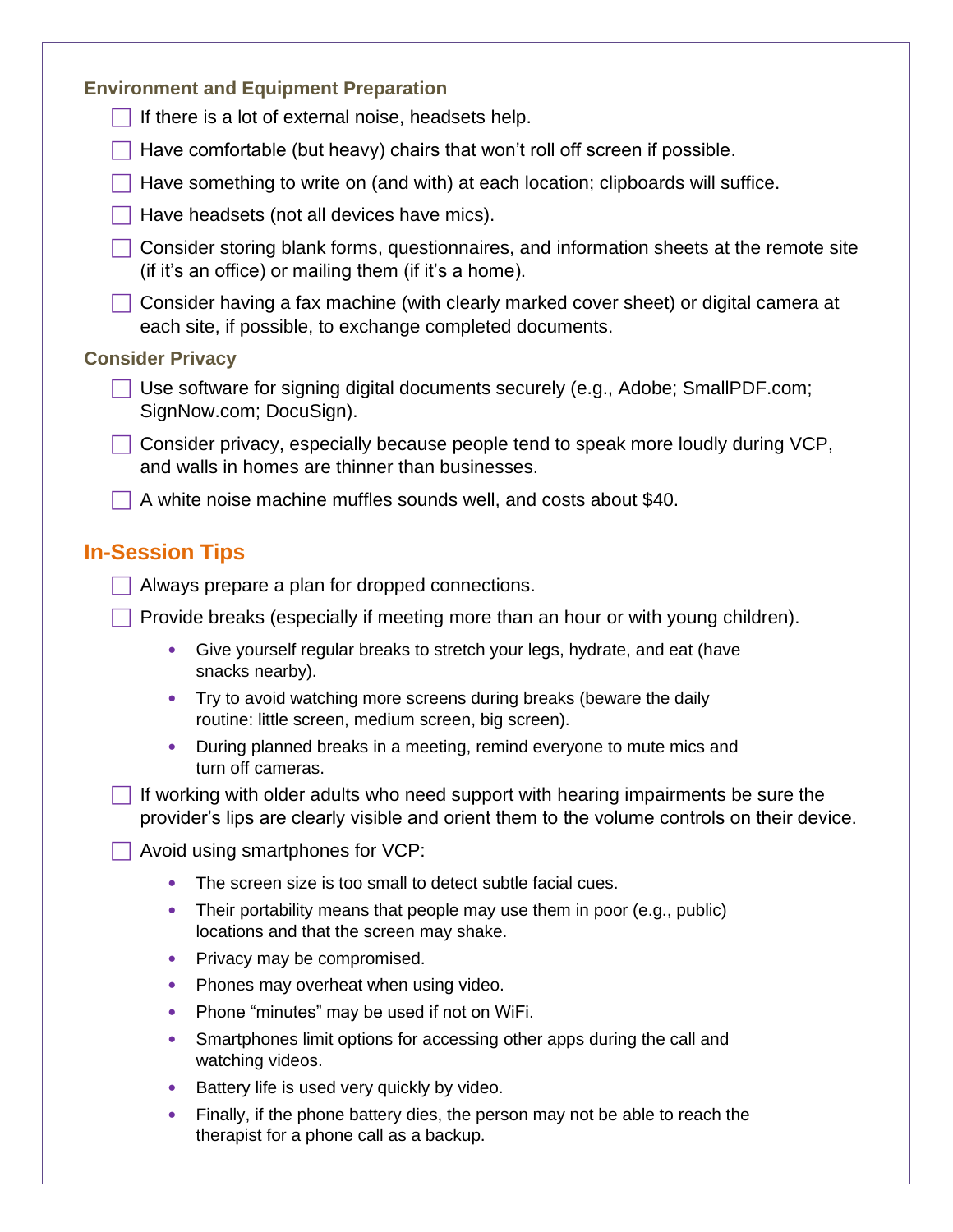### Environment and Equipment Preparation

- [ ] If there is a lot of external noise, headsets help.
- [ ] Have comfortable (but heavy) chairs that won't roll off screen if possible.
- [ ] Have something to write on (and with) at each location; clipboards will suffice.
- [ ] Have headsets (not all devices have mics).
- [ ] Consider storing blank forms, questionnaires, and information sheets at the remote site (if it's an office) or mailing them (if it's a home).
- [ ] Consider having a fax machine (with clearly marked cover sheet) or digital camera at each site, if possible, to exchange completed documents.

### Consider Privacy

- [ ] Use software for signing digital documents securely (e.g., Adobe; SmallPDF.com; SignNow.com; DocuSign).
- [ ] Consider privacy, especially because people tend to speak more loudly during VCP, and walls in homes are thinner than businesses.
- [ ] A white noise machine muffles sounds well, and costs about $40.

## In-Session Tips

- [ ] Always prepare a plan for dropped connections.
- [ ] Provide breaks (especially if meeting more than an hour or with young children).
  - Give yourself regular breaks to stretch your legs, hydrate, and eat (have snacks nearby).
  - Try to avoid watching more screens during breaks (beware the daily routine: little screen, medium screen, big screen).
  - During planned breaks in a meeting, remind everyone to mute mics and turn off cameras.
- [ ] If working with older adults who need support with hearing impairments be sure the provider's lips are clearly visible and orient them to the volume controls on their device.
- [ ] Avoid using smartphones for VCP:
  - The screen size is too small to detect subtle facial cues.
  - Their portability means that people may use them in poor (e.g., public) locations and that the screen may shake.
  - Privacy may be compromised.
  - Phones may overheat when using video.
  - Phone "minutes" may be used if not on WiFi.
  - Smartphones limit options for accessing other apps during the call and watching videos.
  - Battery life is used very quickly by video.
  - Finally, if the phone battery dies, the person may not be able to reach the therapist for a phone call as a backup.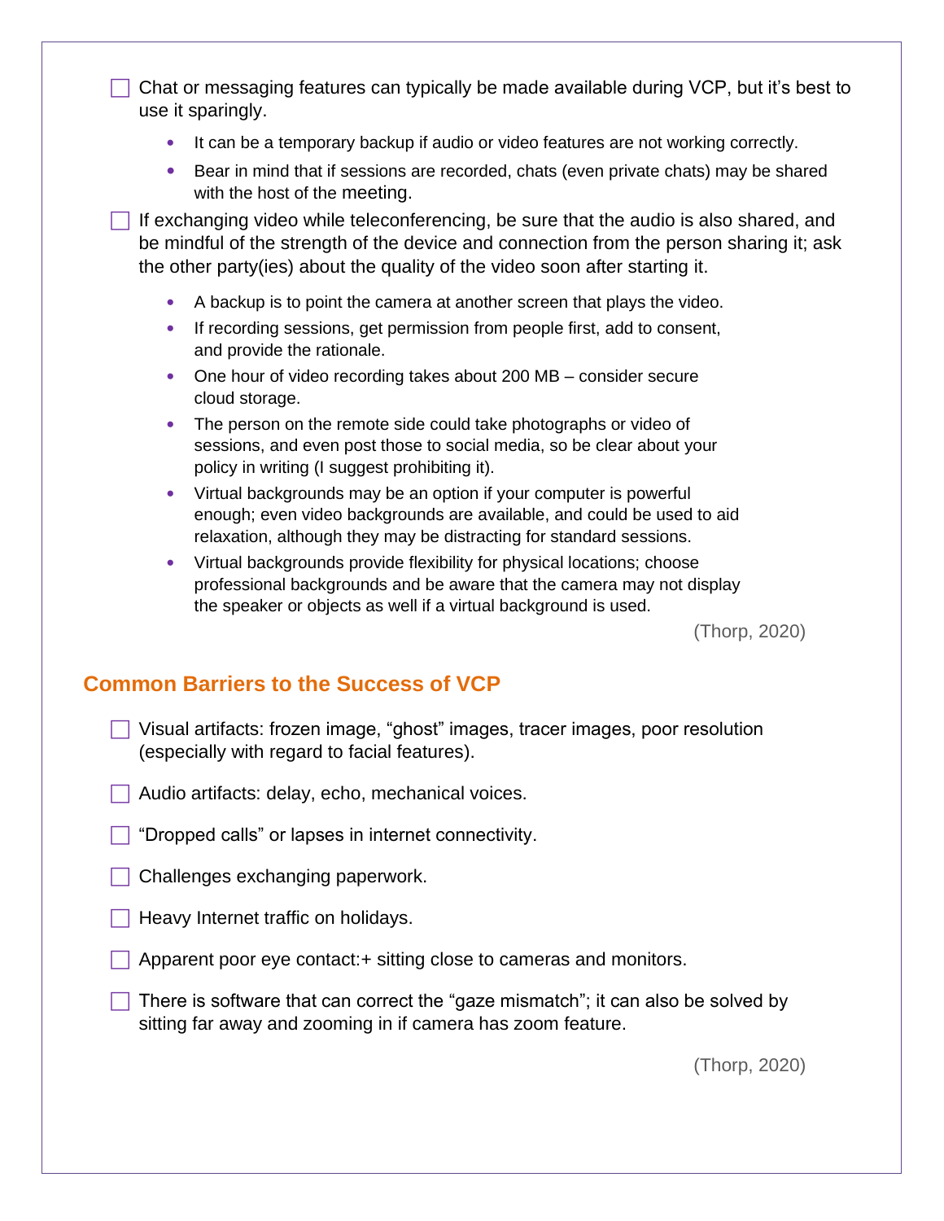- [ ] Chat or messaging features can typically be made available during VCP, but it's best to use it sparingly.
    - It can be a temporary backup if audio or video features are not working correctly.
    - Bear in mind that if sessions are recorded, chats (even private chats) may be shared with the host of the meeting.
- [ ] If exchanging video while teleconferencing, be sure that the audio is also shared, and be mindful of the strength of the device and connection from the person sharing it; ask the other party(ies) about the quality of the video soon after starting it.
    - A backup is to point the camera at another screen that plays the video.
    - If recording sessions, get permission from people first, add to consent, and provide the rationale.
    - One hour of video recording takes about 200 MB – consider secure cloud storage.
    - The person on the remote side could take photographs or video of sessions, and even post those to social media, so be clear about your policy in writing (I suggest prohibiting it).
    - Virtual backgrounds may be an option if your computer is powerful enough; even video backgrounds are available, and could be used to aid relaxation, although they may be distracting for standard sessions.
    - Virtual backgrounds provide flexibility for physical locations; choose professional backgrounds and be aware that the camera may not display the speaker or objects as well if a virtual background is used.

(Thorp, 2020)

## Common Barriers to the Success of VCP

- [ ] Visual artifacts: frozen image, "ghost" images, tracer images, poor resolution (especially with regard to facial features).
- [ ] Audio artifacts: delay, echo, mechanical voices.
- [ ] "Dropped calls" or lapses in internet connectivity.
- [ ] Challenges exchanging paperwork.
- [ ] Heavy Internet traffic on holidays.
- [ ] Apparent poor eye contact:+ sitting close to cameras and monitors.
- [ ] There is software that can correct the "gaze mismatch"; it can also be solved by sitting far away and zooming in if camera has zoom feature.

(Thorp, 2020)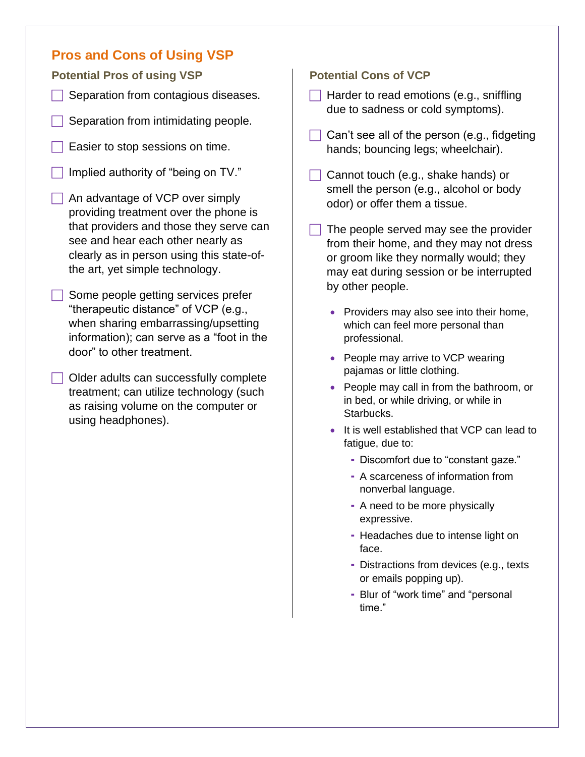## Pros and Cons of Using VSP

### Potential Pros of using VSP

- [ ] Separation from contagious diseases.
- [ ] Separation from intimidating people.
- [ ] Easier to stop sessions on time.
- [ ] Implied authority of "being on TV."
- [ ] An advantage of VCP over simply providing treatment over the phone is that providers and those they serve can see and hear each other nearly as clearly as in person using this state-of-the art, yet simple technology.
- [ ] Some people getting services prefer "therapeutic distance" of VCP (e.g., when sharing embarrassing/upsetting information); can serve as a "foot in the door" to other treatment.
- [ ] Older adults can successfully complete treatment; can utilize technology (such as raising volume on the computer or using headphones).

### Potential Cons of VCP

- [ ] Harder to read emotions (e.g., sniffling due to sadness or cold symptoms).
- [ ] Can't see all of the person (e.g., fidgeting hands; bouncing legs; wheelchair).
- [ ] Cannot touch (e.g., shake hands) or smell the person (e.g., alcohol or body odor) or offer them a tissue.
- [ ] The people served may see the provider from their home, and they may not dress or groom like they normally would; they may eat during session or be interrupted by other people.
    - Providers may also see into their home, which can feel more personal than professional.
    - People may arrive to VCP wearing pajamas or little clothing.
    - People may call in from the bathroom, or in bed, or while driving, or while in Starbucks.
    - It is well established that VCP can lead to fatigue, due to:
        - Discomfort due to "constant gaze."
        - A scarceness of information from nonverbal language.
        - A need to be more physically expressive.
        - Headaches due to intense light on face.
        - Distractions from devices (e.g., texts or emails popping up).
        - Blur of "work time" and "personal time."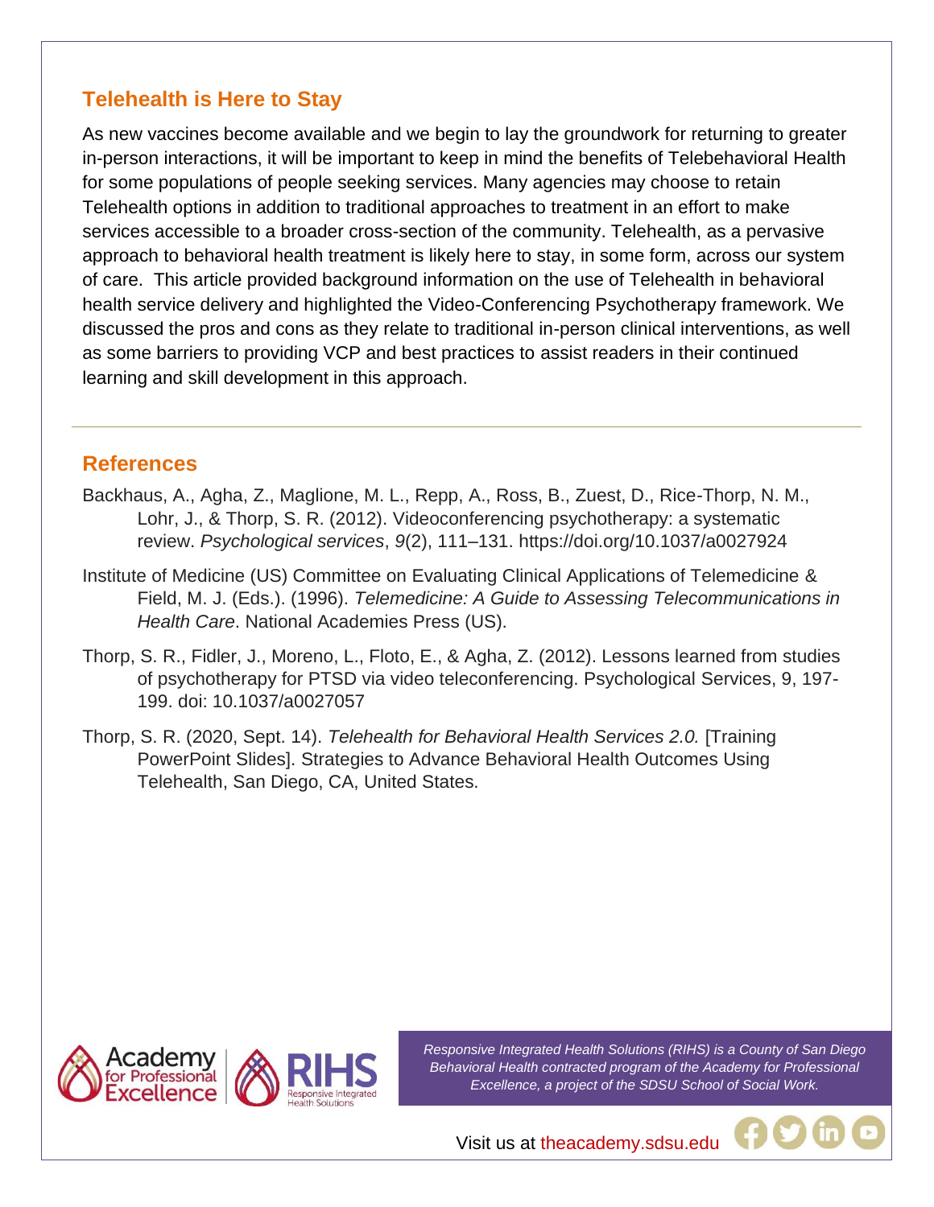## Telehealth is Here to Stay

As new vaccines become available and we begin to lay the groundwork for returning to greater in-person interactions, it will be important to keep in mind the benefits of Telebehavioral Health for some populations of people seeking services. Many agencies may choose to retain Telehealth options in addition to traditional approaches to treatment in an effort to make services accessible to a broader cross-section of the community. Telehealth, as a pervasive approach to behavioral health treatment is likely here to stay, in some form, across our system of care. This article provided background information on the use of Telehealth in behavioral health service delivery and highlighted the Video-Conferencing Psychotherapy framework. We discussed the pros and cons as they relate to traditional in-person clinical interventions, as well as some barriers to providing VCP and best practices to assist readers in their continued learning and skill development in this approach.

---

## References

Backhaus, A., Agha, Z., Maglione, M. L., Repp, A., Ross, B., Zuest, D., Rice-Thorp, N. M., Lohr, J., & Thorp, S. R. (2012). Videoconferencing psychotherapy: a systematic review. *Psychological services*, *9*(2), 111–131. https://doi.org/10.1037/a0027924

Institute of Medicine (US) Committee on Evaluating Clinical Applications of Telemedicine & Field, M. J. (Eds.). (1996). *Telemedicine: A Guide to Assessing Telecommunications in Health Care*. National Academies Press (US).

Thorp, S. R., Fidler, J., Moreno, L., Floto, E., & Agha, Z. (2012). Lessons learned from studies of psychotherapy for PTSD via video teleconferencing. Psychological Services, 9, 197-199. doi: 10.1037/a0027057

Thorp, S. R. (2020, Sept. 14). *Telehealth for Behavioral Health Services 2.0.* [Training PowerPoint Slides]. Strategies to Advance Behavioral Health Outcomes Using Telehealth, San Diego, CA, United States.

Academy for Professional Excellence

RIHS Responsive Integrated Health Solutions

*Responsive Integrated Health Solutions (RIHS) is a County of San Diego Behavioral Health contracted program of the Academy for Professional Excellence, a project of the SDSU School of Social Work.*

Visit us at theacademy.sdsu.edu